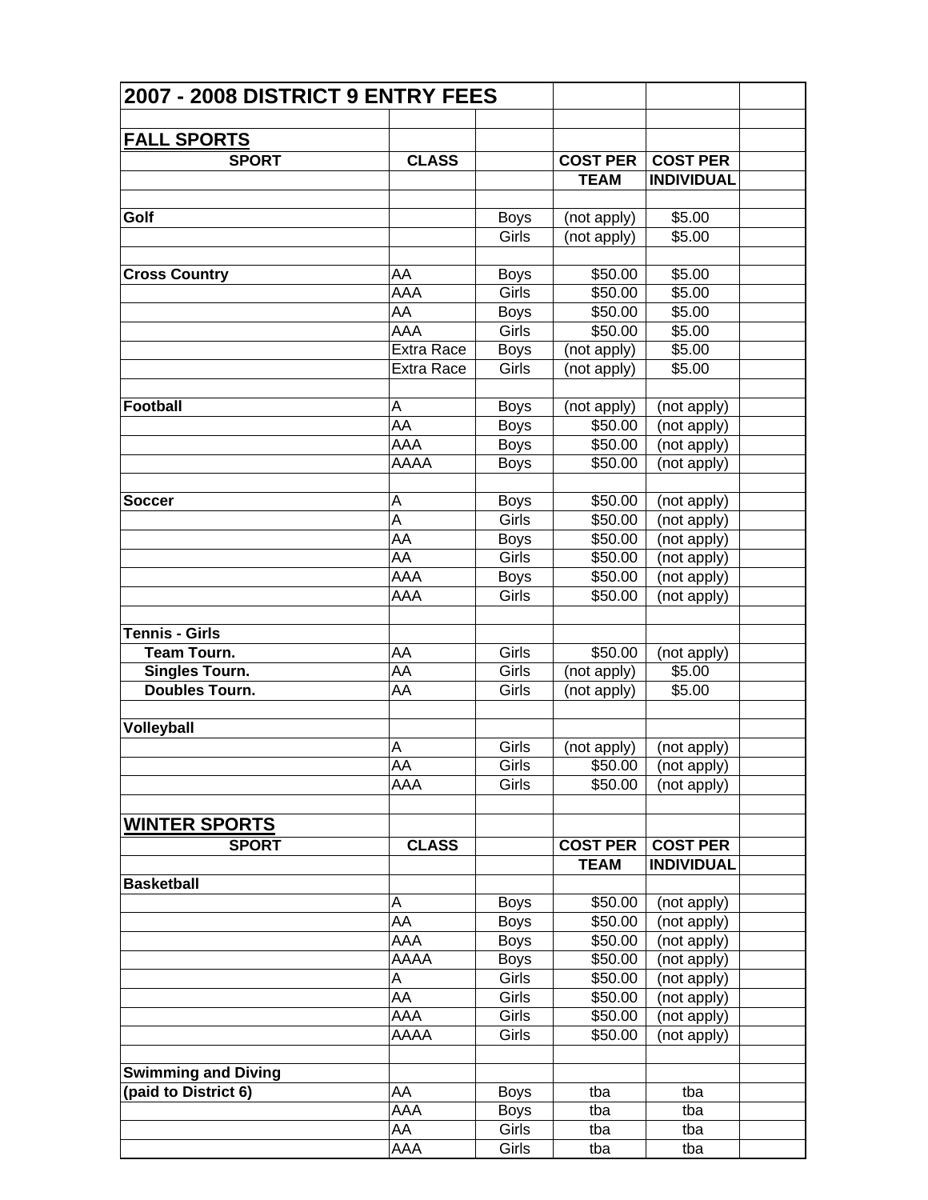# 2007 - 2008 DISTRICT 9 ENTRY FEES

## FALL SPORTS

| SPORT | CLASS | | COST PER TEAM | COST PER INDIVIDUAL |
|---|---|---|---|---|
| **Golf** | | Boys | (not apply) | $5.00 |
| | | Girls | (not apply) | $5.00 |
| | | | | |
| **Cross Country** | AA | Boys | $50.00 | $5.00 |
| | AAA | Girls | $50.00 | $5.00 |
| | AA | Boys | $50.00 | $5.00 |
| | AAA | Girls | $50.00 | $5.00 |
| | Extra Race | Boys | (not apply) | $5.00 |
| | Extra Race | Girls | (not apply) | $5.00 |
| | | | | |
| **Football** | A | Boys | (not apply) | (not apply) |
| | AA | Boys | $50.00 | (not apply) |
| | AAA | Boys | $50.00 | (not apply) |
| | AAAA | Boys | $50.00 | (not apply) |
| | | | | |
| **Soccer** | A | Boys | $50.00 | (not apply) |
| | A | Girls | $50.00 | (not apply) |
| | AA | Boys | $50.00 | (not apply) |
| | AA | Girls | $50.00 | (not apply) |
| | AAA | Boys | $50.00 | (not apply) |
| | AAA | Girls | $50.00 | (not apply) |
| | | | | |
| **Tennis - Girls** | | | | |
| **Team Tourn.** | AA | Girls | $50.00 | (not apply) |
| **Singles Tourn.** | AA | Girls | (not apply) | $5.00 |
| **Doubles Tourn.** | AA | Girls | (not apply) | $5.00 |
| | | | | |
| **Volleyball** | | | | |
| | A | Girls | (not apply) | (not apply) |
| | AA | Girls | $50.00 | (not apply) |
| | AAA | Girls | $50.00 | (not apply) |

## WINTER SPORTS

| SPORT | CLASS | | COST PER TEAM | COST PER INDIVIDUAL |
|---|---|---|---|---|
| **Basketball** | | | | |
| | A | Boys | $50.00 | (not apply) |
| | AA | Boys | $50.00 | (not apply) |
| | AAA | Boys | $50.00 | (not apply) |
| | AAAA | Boys | $50.00 | (not apply) |
| | A | Girls | $50.00 | (not apply) |
| | AA | Girls | $50.00 | (not apply) |
| | AAA | Girls | $50.00 | (not apply) |
| | AAAA | Girls | $50.00 | (not apply) |
| | | | | |
| **Swimming and Diving** | | | | |
| **(paid to District 6)** | AA | Boys | tba | tba |
| | AAA | Boys | tba | tba |
| | AA | Girls | tba | tba |
| | AAA | Girls | tba | tba |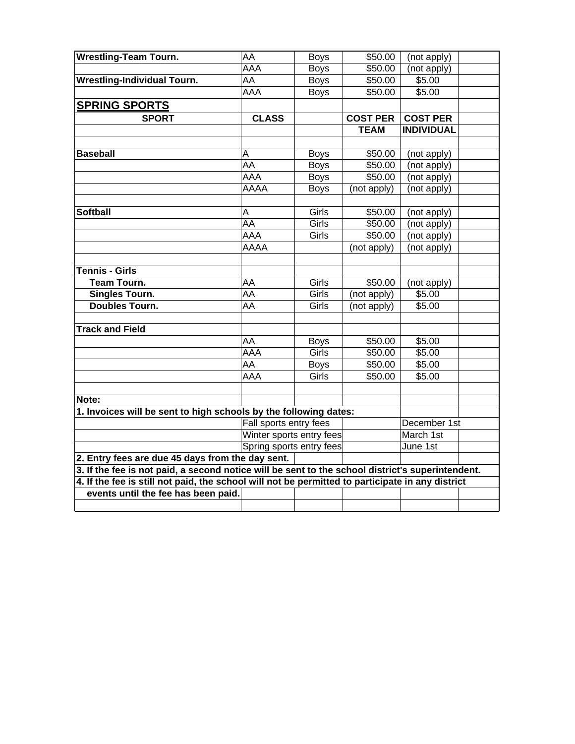| | | | | | |
|---|---|---|---|---|---|
| **Wrestling-Team Tourn.** | AA | Boys | $50.00 | (not apply) | |
| | AAA | Boys | $50.00 | (not apply) | |
| **Wrestling-Individual Tourn.** | AA | Boys | $50.00 | $5.00 | |
| | AAA | Boys | $50.00 | $5.00 | |

## SPRING SPORTS

| SPORT | CLASS | | COST PER TEAM | COST PER INDIVIDUAL | |
|---|---|---|---|---|---|
| **Baseball** | A | Boys | $50.00 | (not apply) | |
| | AA | Boys | $50.00 | (not apply) | |
| | AAA | Boys | $50.00 | (not apply) | |
| | AAAA | Boys | (not apply) | (not apply) | |
| | | | | | |
| **Softball** | A | Girls | $50.00 | (not apply) | |
| | AA | Girls | $50.00 | (not apply) | |
| | AAA | Girls | $50.00 | (not apply) | |
| | AAAA | | (not apply) | (not apply) | |
| | | | | | |
| **Tennis - Girls** | | | | | |
| **Team Tourn.** | AA | Girls | $50.00 | (not apply) | |
| **Singles Tourn.** | AA | Girls | (not apply) | $5.00 | |
| **Doubles Tourn.** | AA | Girls | (not apply) | $5.00 | |
| | | | | | |
| **Track and Field** | | | | | |
| | AA | Boys | $50.00 | $5.00 | |
| | AAA | Girls | $50.00 | $5.00 | |
| | AA | Boys | $50.00 | $5.00 | |
| | AAA | Girls | $50.00 | $5.00 | |

**Note:**

**1. Invoices will be sent to high schools by the following dates:**

| | |
|---|---|
| Fall sports entry fees | December 1st |
| Winter sports entry fees | March 1st |
| Spring sports entry fees | June 1st |

**2. Entry fees are due 45 days from the day sent.**

**3. If the fee is not paid, a second notice will be sent to the school district's superintendent.**

**4. If the fee is still not paid, the school will not be permitted to participate in any district events until the fee has been paid.**